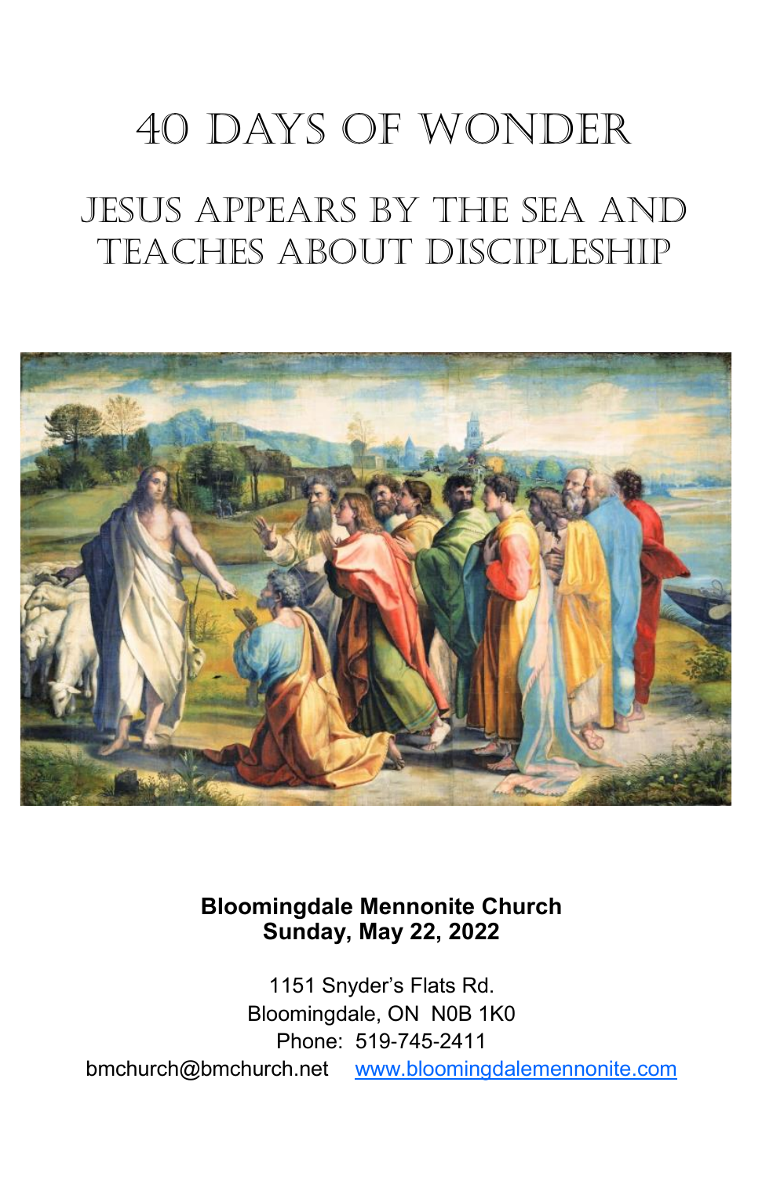# 40 Days of Wonder

## Jesus Appears by the Sea and Teaches About Discipleship

**Bloomingdale Mennonite Church**
**Sunday, May 22, 2022**

1151 Snyder's Flats Rd.
Bloomingdale, ON N0B 1K0
Phone: 519-745-2411
bmchurch@bmchurch.net www.bloomingdalemennonite.com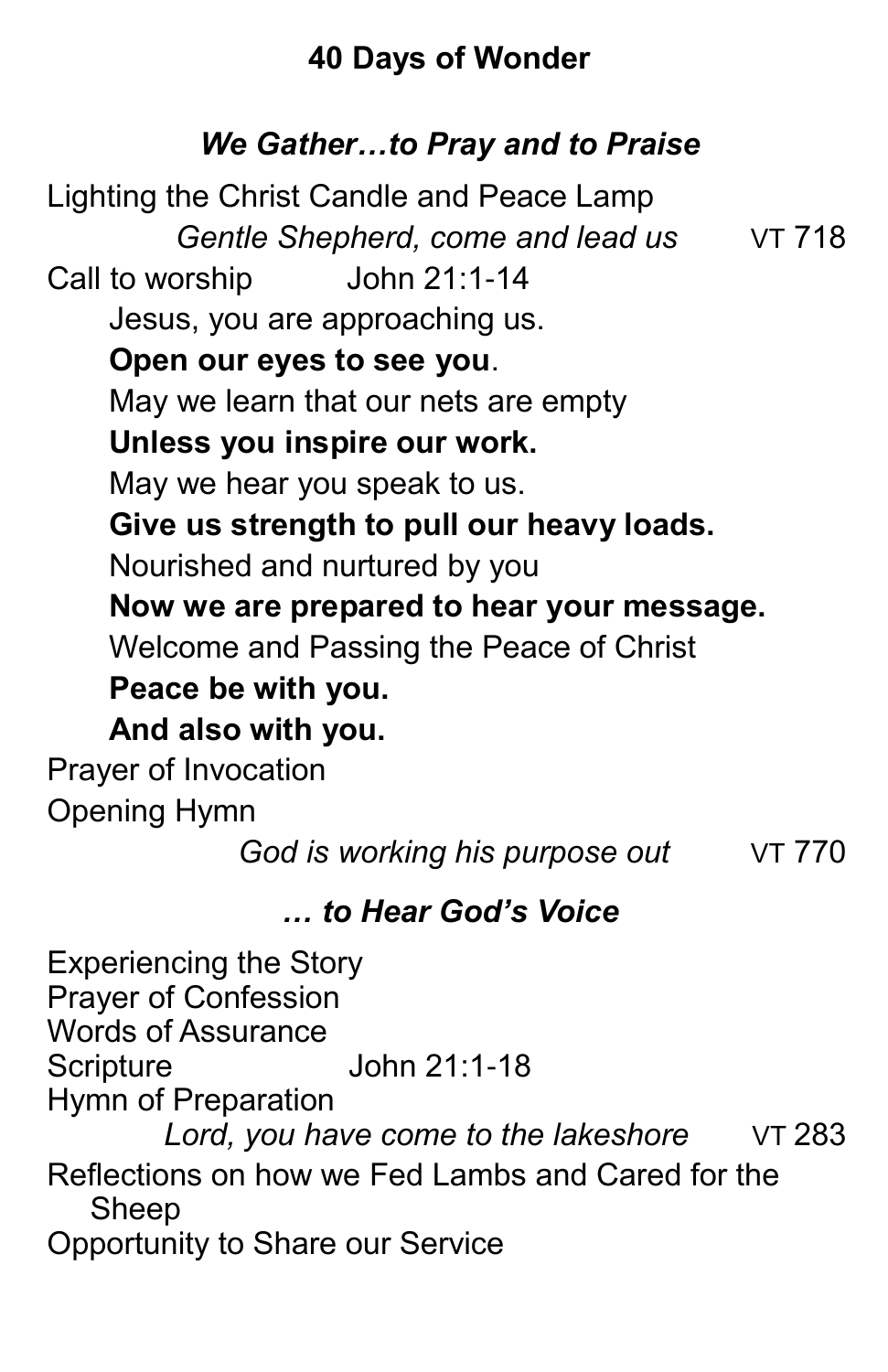## 40 Days of Wonder

### *We Gather…to Pray and to Praise*

Lighting the Christ Candle and Peace Lamp

*Gentle Shepherd, come and lead us* VT 718

Call to worship John 21:1-14

Jesus, you are approaching us.

**Open our eyes to see you**.

May we learn that our nets are empty

**Unless you inspire our work.**

May we hear you speak to us.

**Give us strength to pull our heavy loads.**

Nourished and nurtured by you

**Now we are prepared to hear your message.**

Welcome and Passing the Peace of Christ

**Peace be with you.**

**And also with you.**

Prayer of Invocation

Opening Hymn

*God is working his purpose out* VT 770

### *… to Hear God's Voice*

Experiencing the Story

Prayer of Confession

Words of Assurance

Scripture John 21:1-18

Hymn of Preparation

*Lord, you have come to the lakeshore* VT 283

Reflections on how we Fed Lambs and Cared for the Sheep

Opportunity to Share our Service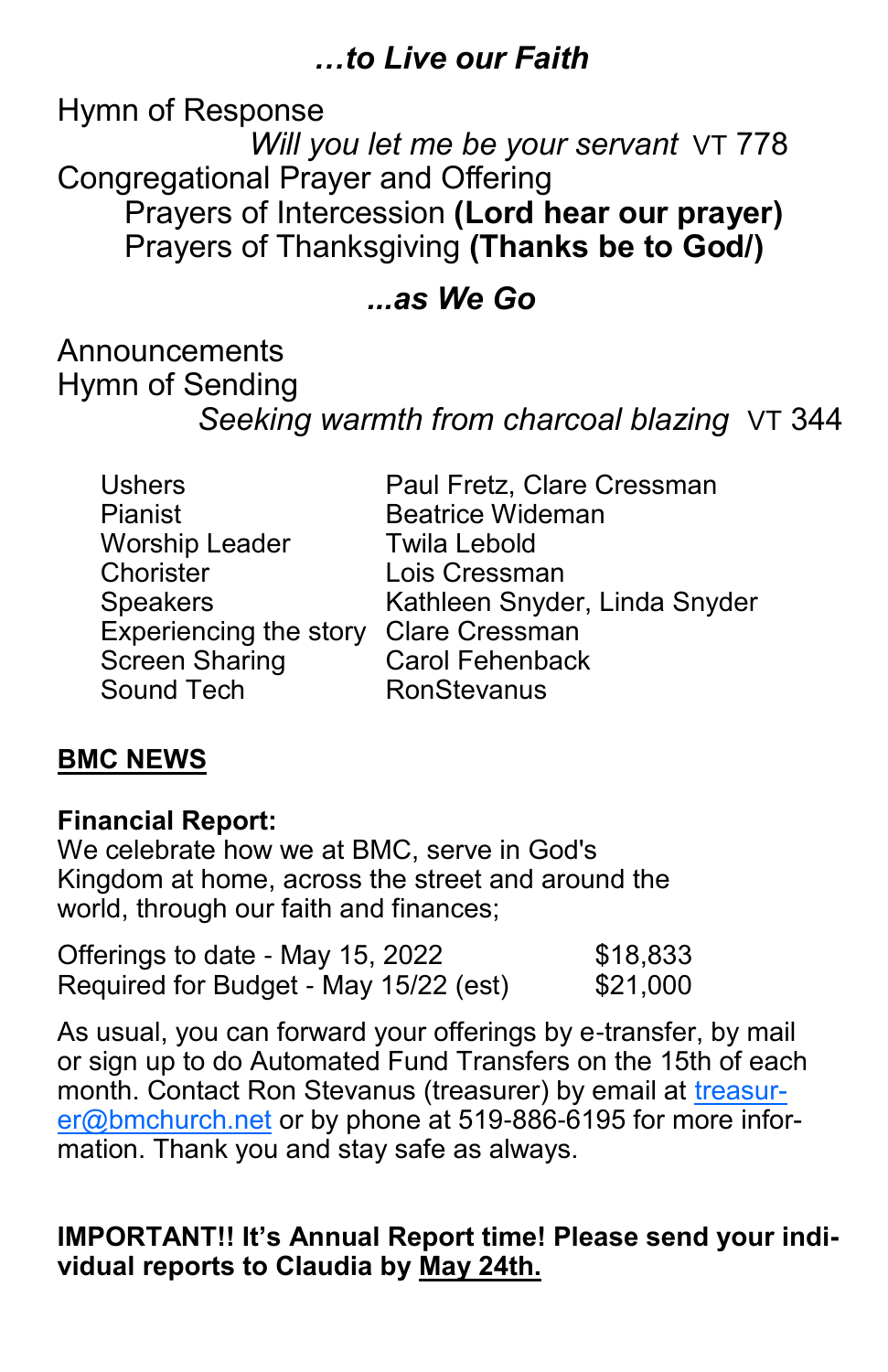## *…to Live our Faith*

Hymn of Response

*Will you let me be your servant* VT 778

Congregational Prayer and Offering

Prayers of Intercession **(Lord hear our prayer)**

Prayers of Thanksgiving **(Thanks be to God/)**

## *...as We Go*

Announcements

Hymn of Sending

*Seeking warmth from charcoal blazing* VT 344

| | |
|---|---|
| Ushers | Paul Fretz, Clare Cressman |
| Pianist | Beatrice Wideman |
| Worship Leader | Twila Lebold |
| Chorister | Lois Cressman |
| Speakers | Kathleen Snyder, Linda Snyder |
| Experiencing the story | Clare Cressman |
| Screen Sharing | Carol Fehenback |
| Sound Tech | RonStevanus |

**<u>BMC NEWS</u>**

**Financial Report:**
We celebrate how we at BMC, serve in God's Kingdom at home, across the street and around the world, through our faith and finances;

| | |
|---|---|
| Offerings to date - May 15, 2022 | $18,833 |
| Required for Budget - May 15/22 (est) | $21,000 |

As usual, you can forward your offerings by e-transfer, by mail or sign up to do Automated Fund Transfers on the 15th of each month. Contact Ron Stevanus (treasurer) by email at treasurer@bmchurch.net or by phone at 519-886-6195 for more information. Thank you and stay safe as always.

**IMPORTANT!! It's Annual Report time! Please send your individual reports to Claudia by <u>May 24th.</u>**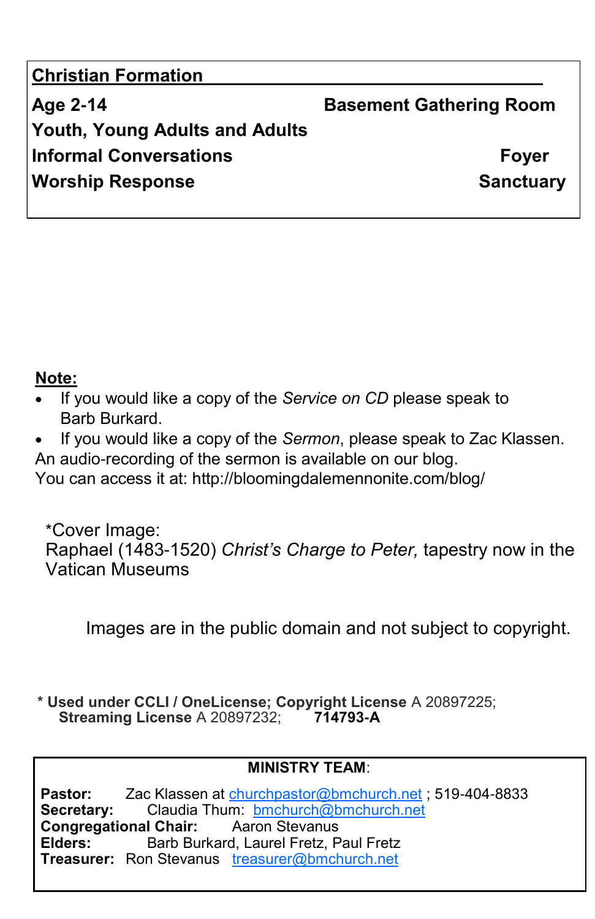**Christian Formation**

| | |
|---|---|
| **Age 2-14** | **Basement Gathering Room** |
| **Youth, Young Adults and Adults** | |
| **Informal Conversations** | **Foyer** |
| **Worship Response** | **Sanctuary** |

**Note:**

- If you would like a copy of the *Service on CD* please speak to Barb Burkard.
- If you would like a copy of the *Sermon*, please speak to Zac Klassen.

An audio-recording of the sermon is available on our blog.
You can access it at: http://bloomingdalemennonite.com/blog/

*Cover Image:
Raphael (1483-1520) *Christ's Charge to Peter,* tapestry now in the Vatican Museums

Images are in the public domain and not subject to copyright.

* **Used under CCLI / OneLicense; Copyright License** A 20897225;
**Streaming License** A 20897232; **714793-A**

**MINISTRY TEAM**:

**Pastor:** Zac Klassen at churchpastor@bmchurch.net ; 519-404-8833
**Secretary:** Claudia Thum: bmchurch@bmchurch.net
**Congregational Chair:** Aaron Stevanus
**Elders:** Barb Burkard, Laurel Fretz, Paul Fretz
**Treasurer:** Ron Stevanus treasurer@bmchurch.net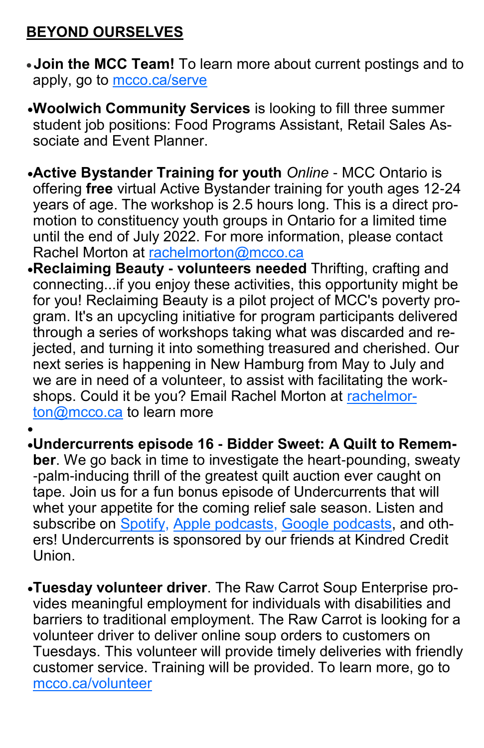## BEYOND OURSELVES

- **Join the MCC Team!** To learn more about current postings and to apply, go to mcco.ca/serve

- **Woolwich Community Services** is looking to fill three summer student job positions: Food Programs Assistant, Retail Sales Associate and Event Planner.

- **Active Bystander Training for youth** *Online* - MCC Ontario is offering **free** virtual Active Bystander training for youth ages 12-24 years of age. The workshop is 2.5 hours long. This is a direct promotion to constituency youth groups in Ontario for a limited time until the end of July 2022. For more information, please contact Rachel Morton at rachelmorton@mcco.ca
- **Reclaiming Beauty - volunteers needed** Thrifting, crafting and connecting...if you enjoy these activities, this opportunity might be for you! Reclaiming Beauty is a pilot project of MCC's poverty program. It's an upcycling initiative for program participants delivered through a series of workshops taking what was discarded and rejected, and turning it into something treasured and cherished. Our next series is happening in New Hamburg from May to July and we are in need of a volunteer, to assist with facilitating the workshops. Could it be you? Email Rachel Morton at rachelmorton@mcco.ca to learn more
- 
- **Undercurrents episode 16 - Bidder Sweet: A Quilt to Remember**. We go back in time to investigate the heart-pounding, sweaty-palm-inducing thrill of the greatest quilt auction ever caught on tape. Join us for a fun bonus episode of Undercurrents that will whet your appetite for the coming relief sale season. Listen and subscribe on Spotify, Apple podcasts, Google podcasts, and others! Undercurrents is sponsored by our friends at Kindred Credit Union.

- **Tuesday volunteer driver**. The Raw Carrot Soup Enterprise provides meaningful employment for individuals with disabilities and barriers to traditional employment. The Raw Carrot is looking for a volunteer driver to deliver online soup orders to customers on Tuesdays. This volunteer will provide timely deliveries with friendly customer service. Training will be provided. To learn more, go to mcco.ca/volunteer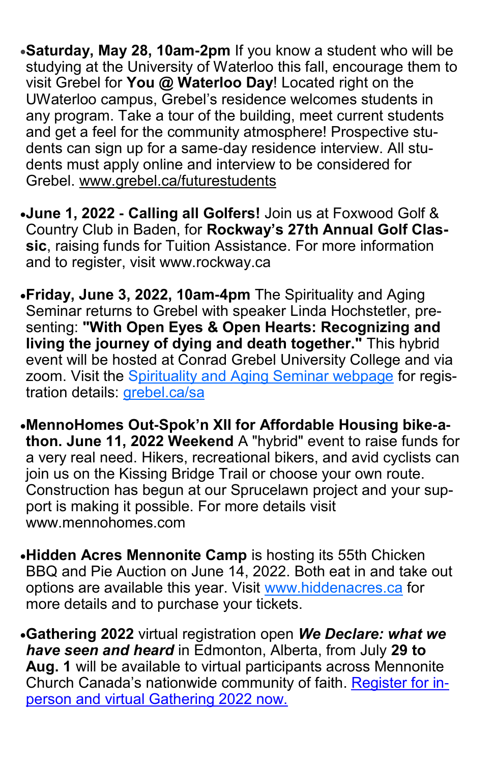- **Saturday, May 28, 10am-2pm** If you know a student who will be studying at the University of Waterloo this fall, encourage them to visit Grebel for **You @ Waterloo Day**! Located right on the UWaterloo campus, Grebel's residence welcomes students in any program. Take a tour of the building, meet current students and get a feel for the community atmosphere! Prospective students can sign up for a same-day residence interview. All students must apply online and interview to be considered for Grebel. www.grebel.ca/futurestudents

- **June 1, 2022 - Calling all Golfers!** Join us at Foxwood Golf & Country Club in Baden, for **Rockway's 27th Annual Golf Classic**, raising funds for Tuition Assistance. For more information and to register, visit www.rockway.ca

- **Friday, June 3, 2022, 10am-4pm** The Spirituality and Aging Seminar returns to Grebel with speaker Linda Hochstetler, presenting: **"With Open Eyes & Open Hearts: Recognizing and living the journey of dying and death together."** This hybrid event will be hosted at Conrad Grebel University College and via zoom. Visit the Spirituality and Aging Seminar webpage for registration details: grebel.ca/sa

- **MennoHomes Out-Spok'n XII for Affordable Housing bike-a-thon. June 11, 2022 Weekend** A "hybrid" event to raise funds for a very real need. Hikers, recreational bikers, and avid cyclists can join us on the Kissing Bridge Trail or choose your own route. Construction has begun at our Sprucelawn project and your support is making it possible. For more details visit www.mennohomes.com

- **Hidden Acres Mennonite Camp** is hosting its 55th Chicken BBQ and Pie Auction on June 14, 2022. Both eat in and take out options are available this year. Visit www.hiddenacres.ca for more details and to purchase your tickets.

- **Gathering 2022** virtual registration open ***We Declare: what we have seen and heard*** in Edmonton, Alberta, from July **29 to Aug. 1** will be available to virtual participants across Mennonite Church Canada's nationwide community of faith. Register for in-person and virtual Gathering 2022 now.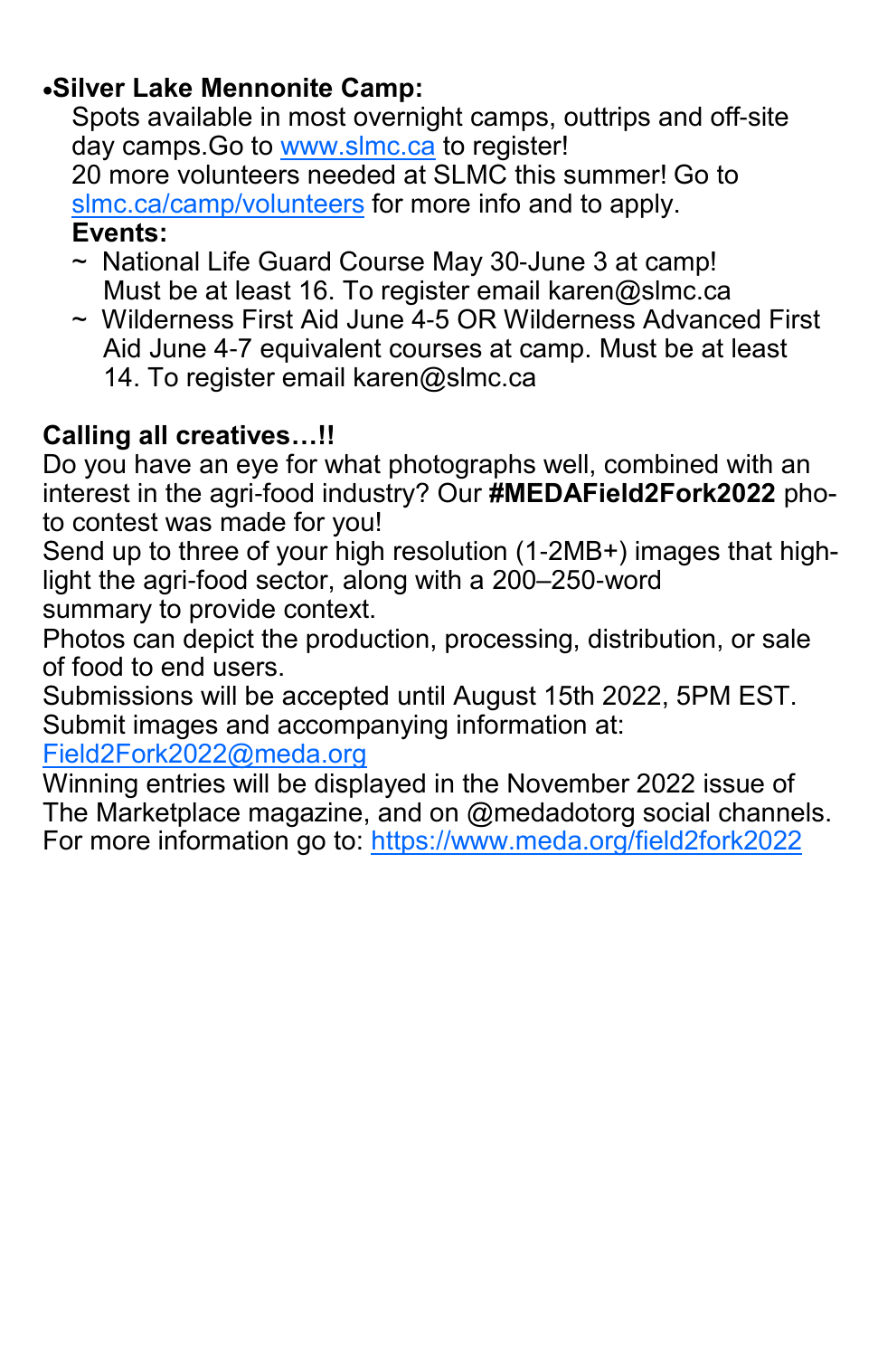- **Silver Lake Mennonite Camp:**
  Spots available in most overnight camps, outtrips and off-site day camps.Go to www.slmc.ca to register!
  20 more volunteers needed at SLMC this summer! Go to slmc.ca/camp/volunteers for more info and to apply.
  **Events:**
  ~ National Life Guard Course May 30-June 3 at camp! Must be at least 16. To register email karen@slmc.ca
  ~ Wilderness First Aid June 4-5 OR Wilderness Advanced First Aid June 4-7 equivalent courses at camp. Must be at least 14. To register email karen@slmc.ca

**Calling all creatives…!!**
Do you have an eye for what photographs well, combined with an interest in the agri-food industry? Our **#MEDAField2Fork2022** photo contest was made for you!
Send up to three of your high resolution (1-2MB+) images that highlight the agri-food sector, along with a 200–250-word summary to provide context.
Photos can depict the production, processing, distribution, or sale of food to end users.
Submissions will be accepted until August 15th 2022, 5PM EST.
Submit images and accompanying information at: Field2Fork2022@meda.org
Winning entries will be displayed in the November 2022 issue of The Marketplace magazine, and on @medadotorg social channels.
For more information go to: https://www.meda.org/field2fork2022